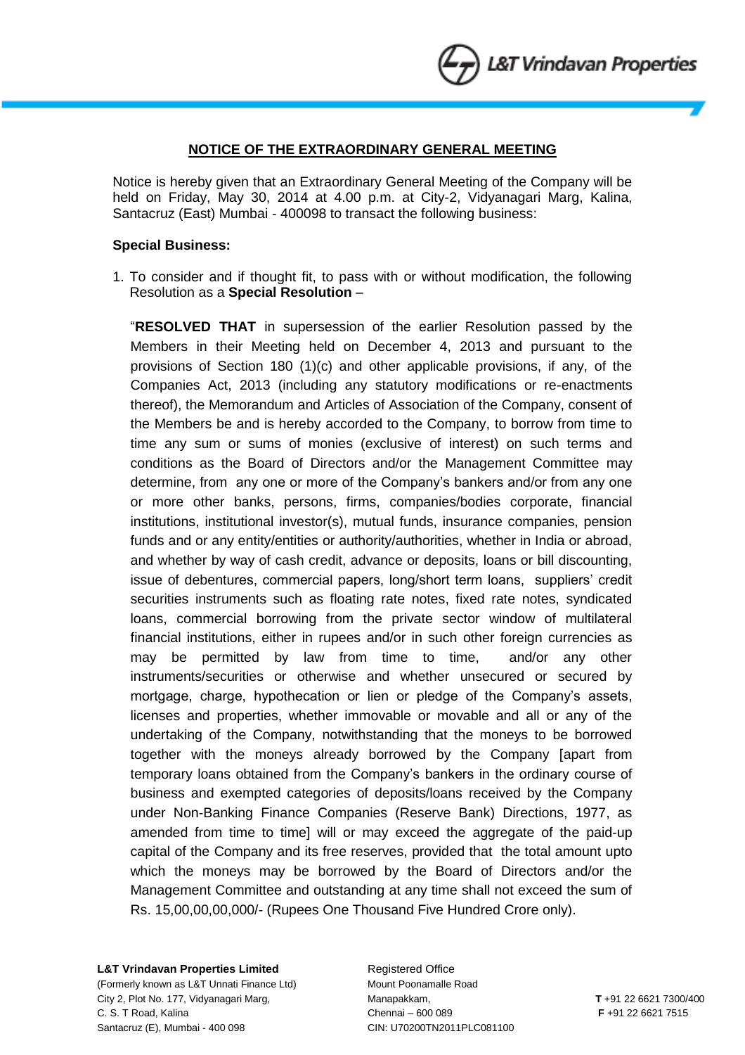## NOTICE OF THE EXTRAORDINARY GENERAL MEETING

Notice is hereby given that an Extraordinary General Meeting of the Company will be held on Friday, May 30, 2014 at 4.00 p.m. at City-2, Vidyanagari Marg, Kalina, Santacruz (East) Mumbai - 400098 to transact the following business:

**Special Business:**

1. To consider and if thought fit, to pass with or without modification, the following Resolution as a **Special Resolution** –

   "**RESOLVED THAT** in supersession of the earlier Resolution passed by the Members in their Meeting held on December 4, 2013 and pursuant to the provisions of Section 180 (1)(c) and other applicable provisions, if any, of the Companies Act, 2013 (including any statutory modifications or re-enactments thereof), the Memorandum and Articles of Association of the Company, consent of the Members be and is hereby accorded to the Company, to borrow from time to time any sum or sums of monies (exclusive of interest) on such terms and conditions as the Board of Directors and/or the Management Committee may determine, from any one or more of the Company's bankers and/or from any one or more other banks, persons, firms, companies/bodies corporate, financial institutions, institutional investor(s), mutual funds, insurance companies, pension funds and or any entity/entities or authority/authorities, whether in India or abroad, and whether by way of cash credit, advance or deposits, loans or bill discounting, issue of debentures, commercial papers, long/short term loans, suppliers' credit securities instruments such as floating rate notes, fixed rate notes, syndicated loans, commercial borrowing from the private sector window of multilateral financial institutions, either in rupees and/or in such other foreign currencies as may be permitted by law from time to time, and/or any other instruments/securities or otherwise and whether unsecured or secured by mortgage, charge, hypothecation or lien or pledge of the Company's assets, licenses and properties, whether immovable or movable and all or any of the undertaking of the Company, notwithstanding that the moneys to be borrowed together with the moneys already borrowed by the Company [apart from temporary loans obtained from the Company's bankers in the ordinary course of business and exempted categories of deposits/loans received by the Company under Non-Banking Finance Companies (Reserve Bank) Directions, 1977, as amended from time to time] will or may exceed the aggregate of the paid-up capital of the Company and its free reserves, provided that the total amount upto which the moneys may be borrowed by the Board of Directors and/or the Management Committee and outstanding at any time shall not exceed the sum of Rs. 15,00,00,00,000/- (Rupees One Thousand Five Hundred Crore only).

**L&T Vrindavan Properties Limited**
(Formerly known as L&T Unnati Finance Ltd)
City 2, Plot No. 177, Vidyanagari Marg,
C. S. T Road, Kalina
Santacruz (E), Mumbai - 400 098

Registered Office
Mount Poonamalle Road
Manapakkam,
Chennai – 600 089
CIN: U70200TN2011PLC081100

**T** +91 22 6621 7300/400
**F** +91 22 6621 7515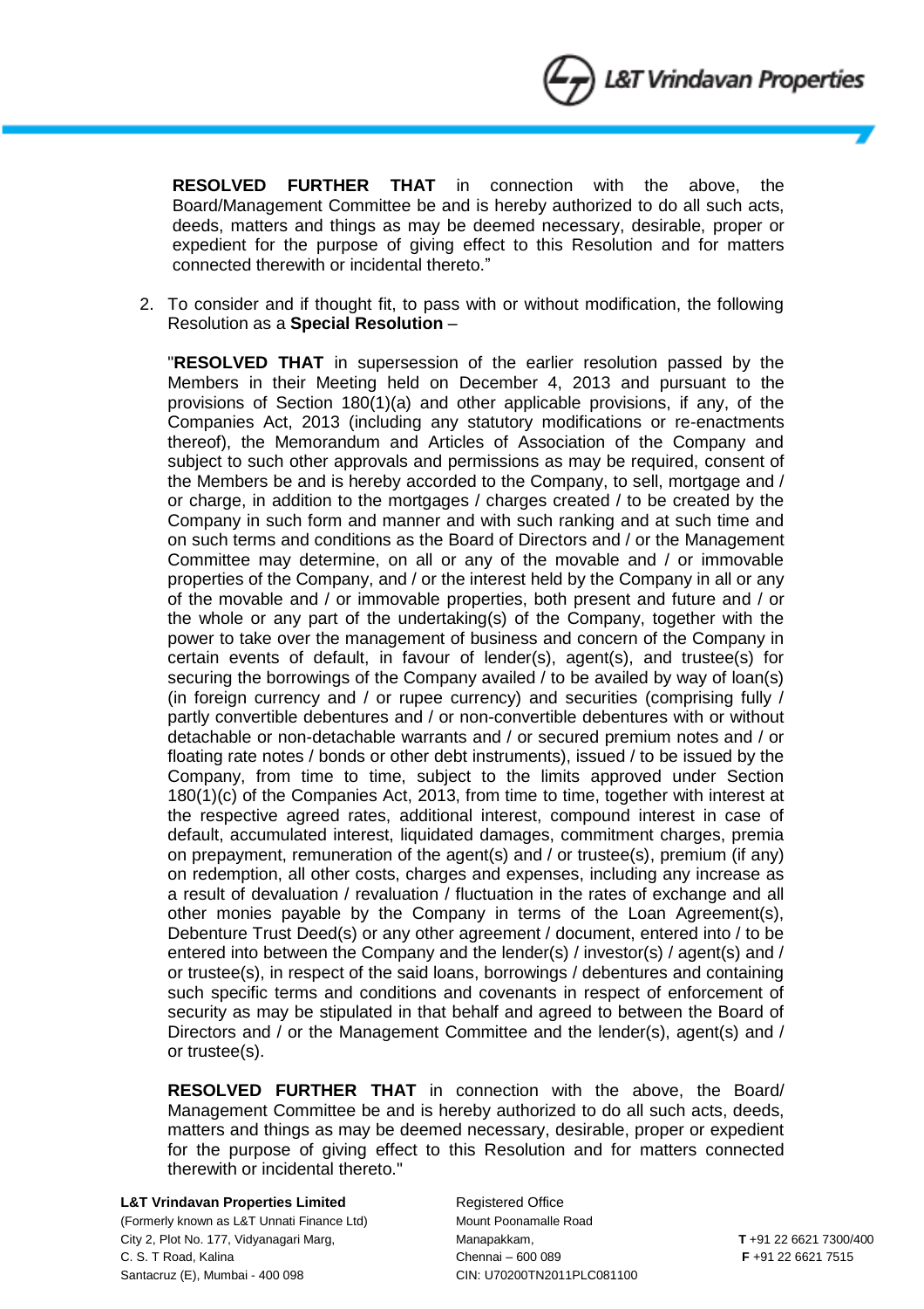**RESOLVED FURTHER THAT** in connection with the above, the Board/Management Committee be and is hereby authorized to do all such acts, deeds, matters and things as may be deemed necessary, desirable, proper or expedient for the purpose of giving effect to this Resolution and for matters connected therewith or incidental thereto."

2. To consider and if thought fit, to pass with or without modification, the following Resolution as a **Special Resolution** –

"**RESOLVED THAT** in supersession of the earlier resolution passed by the Members in their Meeting held on December 4, 2013 and pursuant to the provisions of Section 180(1)(a) and other applicable provisions, if any, of the Companies Act, 2013 (including any statutory modifications or re-enactments thereof), the Memorandum and Articles of Association of the Company and subject to such other approvals and permissions as may be required, consent of the Members be and is hereby accorded to the Company, to sell, mortgage and / or charge, in addition to the mortgages / charges created / to be created by the Company in such form and manner and with such ranking and at such time and on such terms and conditions as the Board of Directors and / or the Management Committee may determine, on all or any of the movable and / or immovable properties of the Company, and / or the interest held by the Company in all or any of the movable and / or immovable properties, both present and future and / or the whole or any part of the undertaking(s) of the Company, together with the power to take over the management of business and concern of the Company in certain events of default, in favour of lender(s), agent(s), and trustee(s) for securing the borrowings of the Company availed / to be availed by way of loan(s) (in foreign currency and / or rupee currency) and securities (comprising fully / partly convertible debentures and / or non-convertible debentures with or without detachable or non-detachable warrants and / or secured premium notes and / or floating rate notes / bonds or other debt instruments), issued / to be issued by the Company, from time to time, subject to the limits approved under Section 180(1)(c) of the Companies Act, 2013, from time to time, together with interest at the respective agreed rates, additional interest, compound interest in case of default, accumulated interest, liquidated damages, commitment charges, premia on prepayment, remuneration of the agent(s) and / or trustee(s), premium (if any) on redemption, all other costs, charges and expenses, including any increase as a result of devaluation / revaluation / fluctuation in the rates of exchange and all other monies payable by the Company in terms of the Loan Agreement(s), Debenture Trust Deed(s) or any other agreement / document, entered into / to be entered into between the Company and the lender(s) / investor(s) / agent(s) and / or trustee(s), in respect of the said loans, borrowings / debentures and containing such specific terms and conditions and covenants in respect of enforcement of security as may be stipulated in that behalf and agreed to between the Board of Directors and / or the Management Committee and the lender(s), agent(s) and / or trustee(s).

**RESOLVED FURTHER THAT** in connection with the above, the Board/ Management Committee be and is hereby authorized to do all such acts, deeds, matters and things as may be deemed necessary, desirable, proper or expedient for the purpose of giving effect to this Resolution and for matters connected therewith or incidental thereto."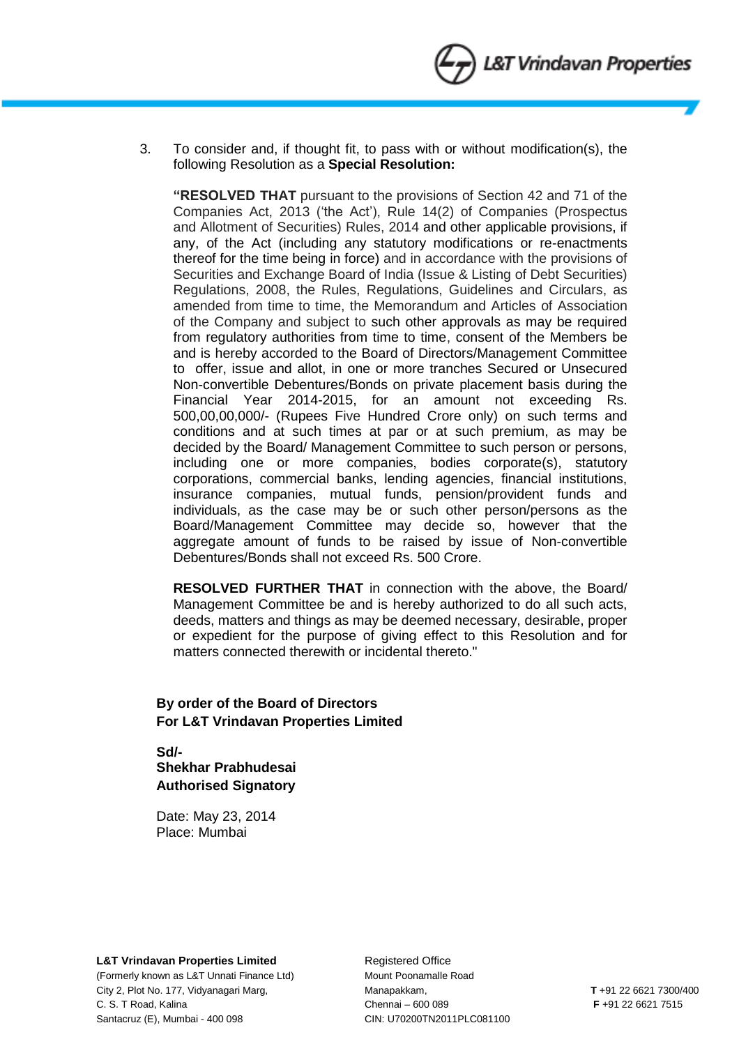3. To consider and, if thought fit, to pass with or without modification(s), the following Resolution as a **Special Resolution:**

   **"RESOLVED THAT** pursuant to the provisions of Section 42 and 71 of the Companies Act, 2013 ('the Act'), Rule 14(2) of Companies (Prospectus and Allotment of Securities) Rules, 2014 and other applicable provisions, if any, of the Act (including any statutory modifications or re-enactments thereof for the time being in force) and in accordance with the provisions of Securities and Exchange Board of India (Issue & Listing of Debt Securities) Regulations, 2008, the Rules, Regulations, Guidelines and Circulars, as amended from time to time, the Memorandum and Articles of Association of the Company and subject to such other approvals as may be required from regulatory authorities from time to time, consent of the Members be and is hereby accorded to the Board of Directors/Management Committee to offer, issue and allot, in one or more tranches Secured or Unsecured Non-convertible Debentures/Bonds on private placement basis during the Financial Year 2014-2015, for an amount not exceeding Rs. 500,00,00,000/- (Rupees Five Hundred Crore only) on such terms and conditions and at such times at par or at such premium, as may be decided by the Board/ Management Committee to such person or persons, including one or more companies, bodies corporate(s), statutory corporations, commercial banks, lending agencies, financial institutions, insurance companies, mutual funds, pension/provident funds and individuals, as the case may be or such other person/persons as the Board/Management Committee may decide so, however that the aggregate amount of funds to be raised by issue of Non-convertible Debentures/Bonds shall not exceed Rs. 500 Crore.

   **RESOLVED FURTHER THAT** in connection with the above, the Board/ Management Committee be and is hereby authorized to do all such acts, deeds, matters and things as may be deemed necessary, desirable, proper or expedient for the purpose of giving effect to this Resolution and for matters connected therewith or incidental thereto."

**By order of the Board of Directors**
**For L&T Vrindavan Properties Limited**

**Sd/-**
**Shekhar Prabhudesai**
**Authorised Signatory**

Date: May 23, 2014
Place: Mumbai

**L&T Vrindavan Properties Limited**
(Formerly known as L&T Unnati Finance Ltd)
City 2, Plot No. 177, Vidyanagari Marg,
C. S. T Road, Kalina
Santacruz (E), Mumbai - 400 098

Registered Office
Mount Poonamalle Road
Manapakkam,
Chennai – 600 089
CIN: U70200TN2011PLC081100

**T** +91 22 6621 7300/400
**F** +91 22 6621 7515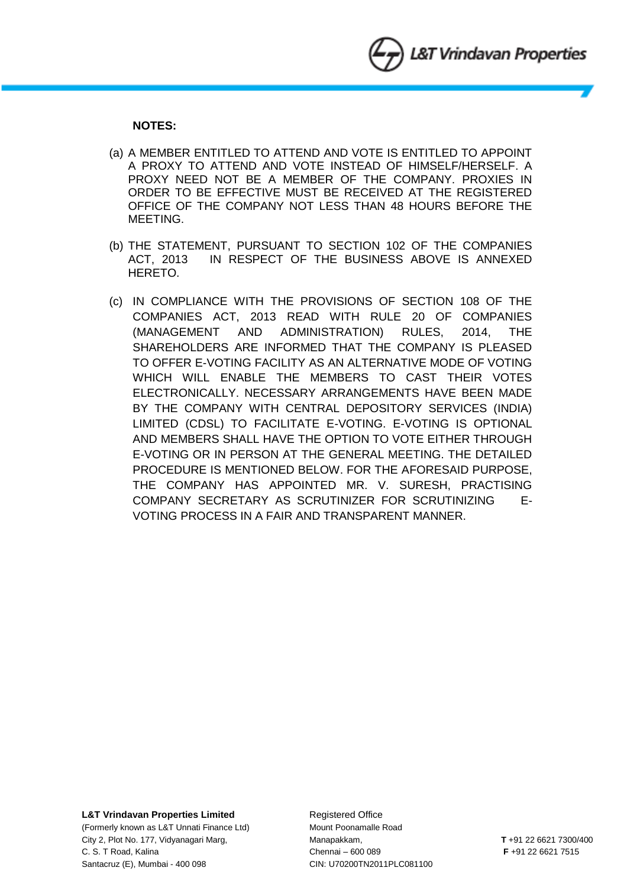**NOTES:**

(a) A MEMBER ENTITLED TO ATTEND AND VOTE IS ENTITLED TO APPOINT A PROXY TO ATTEND AND VOTE INSTEAD OF HIMSELF/HERSELF. A PROXY NEED NOT BE A MEMBER OF THE COMPANY. PROXIES IN ORDER TO BE EFFECTIVE MUST BE RECEIVED AT THE REGISTERED OFFICE OF THE COMPANY NOT LESS THAN 48 HOURS BEFORE THE MEETING.

(b) THE STATEMENT, PURSUANT TO SECTION 102 OF THE COMPANIES ACT, 2013 IN RESPECT OF THE BUSINESS ABOVE IS ANNEXED HERETO.

(c) IN COMPLIANCE WITH THE PROVISIONS OF SECTION 108 OF THE COMPANIES ACT, 2013 READ WITH RULE 20 OF COMPANIES (MANAGEMENT AND ADMINISTRATION) RULES, 2014, THE SHAREHOLDERS ARE INFORMED THAT THE COMPANY IS PLEASED TO OFFER E-VOTING FACILITY AS AN ALTERNATIVE MODE OF VOTING WHICH WILL ENABLE THE MEMBERS TO CAST THEIR VOTES ELECTRONICALLY. NECESSARY ARRANGEMENTS HAVE BEEN MADE BY THE COMPANY WITH CENTRAL DEPOSITORY SERVICES (INDIA) LIMITED (CDSL) TO FACILITATE E-VOTING. E-VOTING IS OPTIONAL AND MEMBERS SHALL HAVE THE OPTION TO VOTE EITHER THROUGH E-VOTING OR IN PERSON AT THE GENERAL MEETING. THE DETAILED PROCEDURE IS MENTIONED BELOW. FOR THE AFORESAID PURPOSE, THE COMPANY HAS APPOINTED MR. V. SURESH, PRACTISING COMPANY SECRETARY AS SCRUTINIZER FOR SCRUTINIZING E-VOTING PROCESS IN A FAIR AND TRANSPARENT MANNER.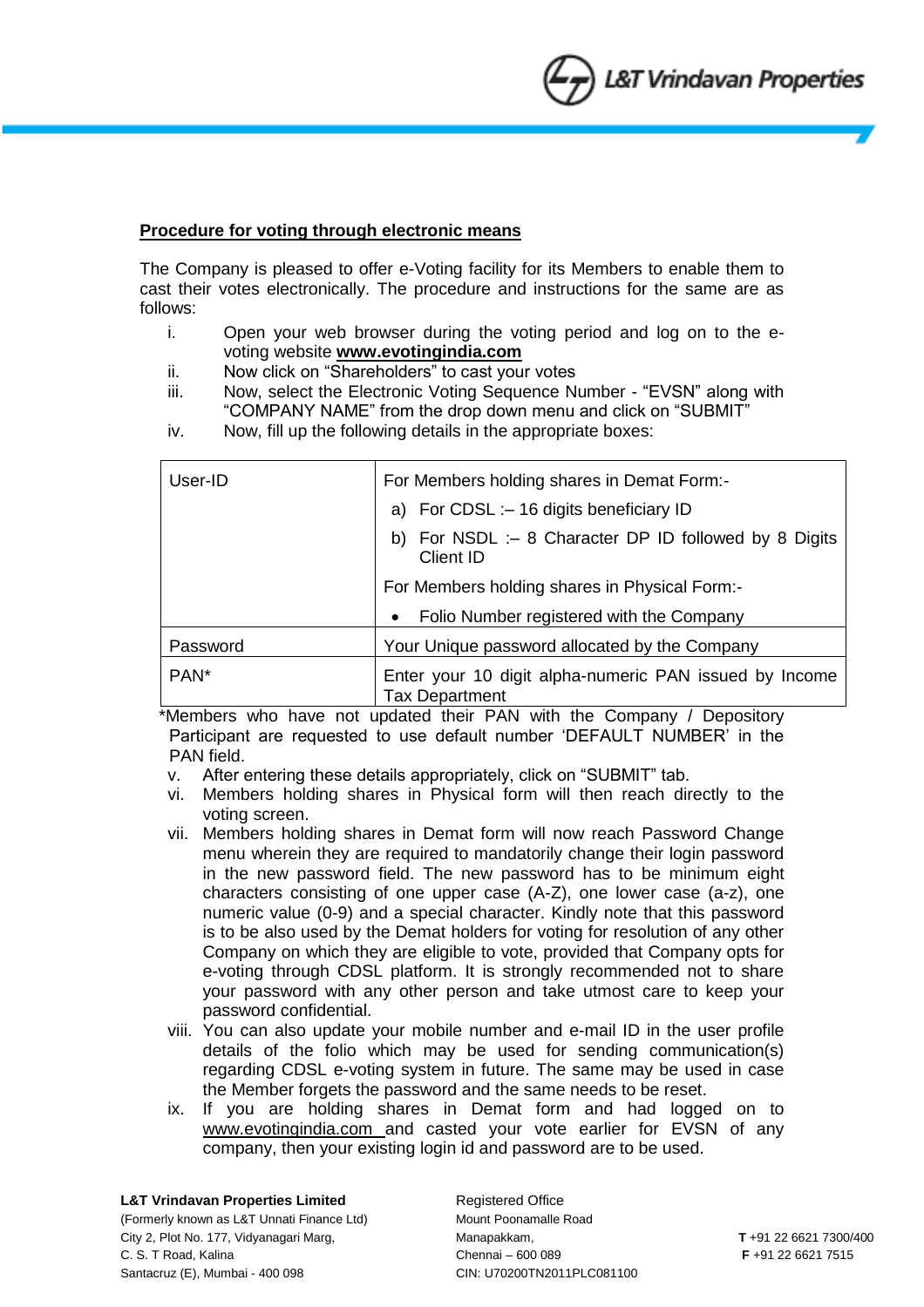**Procedure for voting through electronic means**

The Company is pleased to offer e-Voting facility for its Members to enable them to cast their votes electronically. The procedure and instructions for the same are as follows:

i. Open your web browser during the voting period and log on to the e-voting website **www.evotingindia.com**
ii. Now click on "Shareholders" to cast your votes
iii. Now, select the Electronic Voting Sequence Number - "EVSN" along with "COMPANY NAME" from the drop down menu and click on "SUBMIT"
iv. Now, fill up the following details in the appropriate boxes:

| User-ID | For Members holding shares in Demat Form:-<br>a) For CDSL :– 16 digits beneficiary ID<br>b) For NSDL :– 8 Character DP ID followed by 8 Digits Client ID<br>For Members holding shares in Physical Form:-<br>• Folio Number registered with the Company |
|---|---|
| Password | Your Unique password allocated by the Company |
| PAN* | Enter your 10 digit alpha-numeric PAN issued by Income Tax Department |

*Members who have not updated their PAN with the Company / Depository Participant are requested to use default number 'DEFAULT NUMBER' in the PAN field.

v. After entering these details appropriately, click on "SUBMIT" tab.
vi. Members holding shares in Physical form will then reach directly to the voting screen.
vii. Members holding shares in Demat form will now reach Password Change menu wherein they are required to mandatorily change their login password in the new password field. The new password has to be minimum eight characters consisting of one upper case (A-Z), one lower case (a-z), one numeric value (0-9) and a special character. Kindly note that this password is to be also used by the Demat holders for voting for resolution of any other Company on which they are eligible to vote, provided that Company opts for e-voting through CDSL platform. It is strongly recommended not to share your password with any other person and take utmost care to keep your password confidential.
viii. You can also update your mobile number and e-mail ID in the user profile details of the folio which may be used for sending communication(s) regarding CDSL e-voting system in future. The same may be used in case the Member forgets the password and the same needs to be reset.
ix. If you are holding shares in Demat form and had logged on to www.evotingindia.com and casted your vote earlier for EVSN of any company, then your existing login id and password are to be used.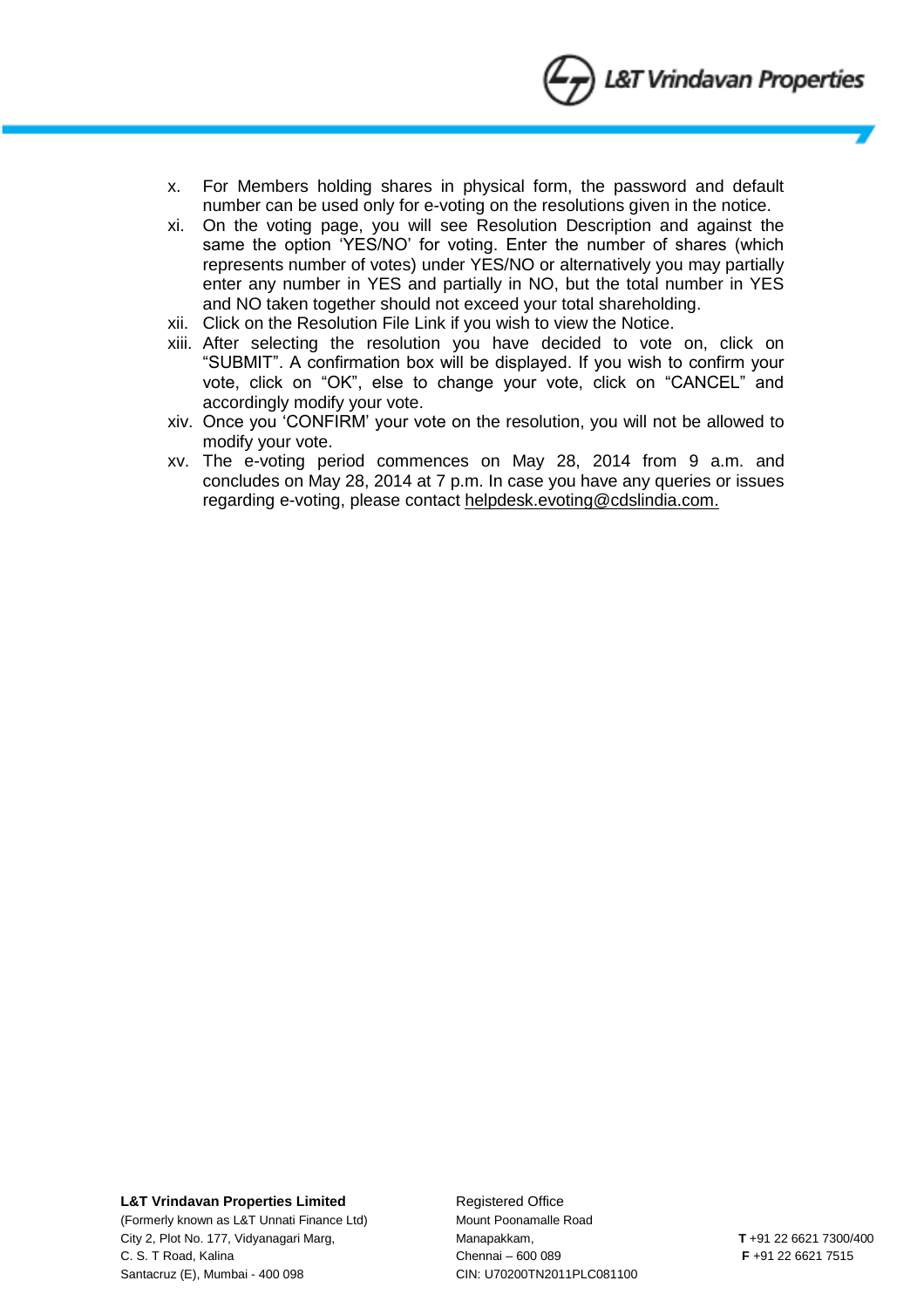x. For Members holding shares in physical form, the password and default number can be used only for e-voting on the resolutions given in the notice.

xi. On the voting page, you will see Resolution Description and against the same the option 'YES/NO' for voting. Enter the number of shares (which represents number of votes) under YES/NO or alternatively you may partially enter any number in YES and partially in NO, but the total number in YES and NO taken together should not exceed your total shareholding.

xii. Click on the Resolution File Link if you wish to view the Notice.

xiii. After selecting the resolution you have decided to vote on, click on "SUBMIT". A confirmation box will be displayed. If you wish to confirm your vote, click on "OK", else to change your vote, click on "CANCEL" and accordingly modify your vote.

xiv. Once you 'CONFIRM' your vote on the resolution, you will not be allowed to modify your vote.

xv. The e-voting period commences on May 28, 2014 from 9 a.m. and concludes on May 28, 2014 at 7 p.m. In case you have any queries or issues regarding e-voting, please contact helpdesk.evoting@cdslindia.com.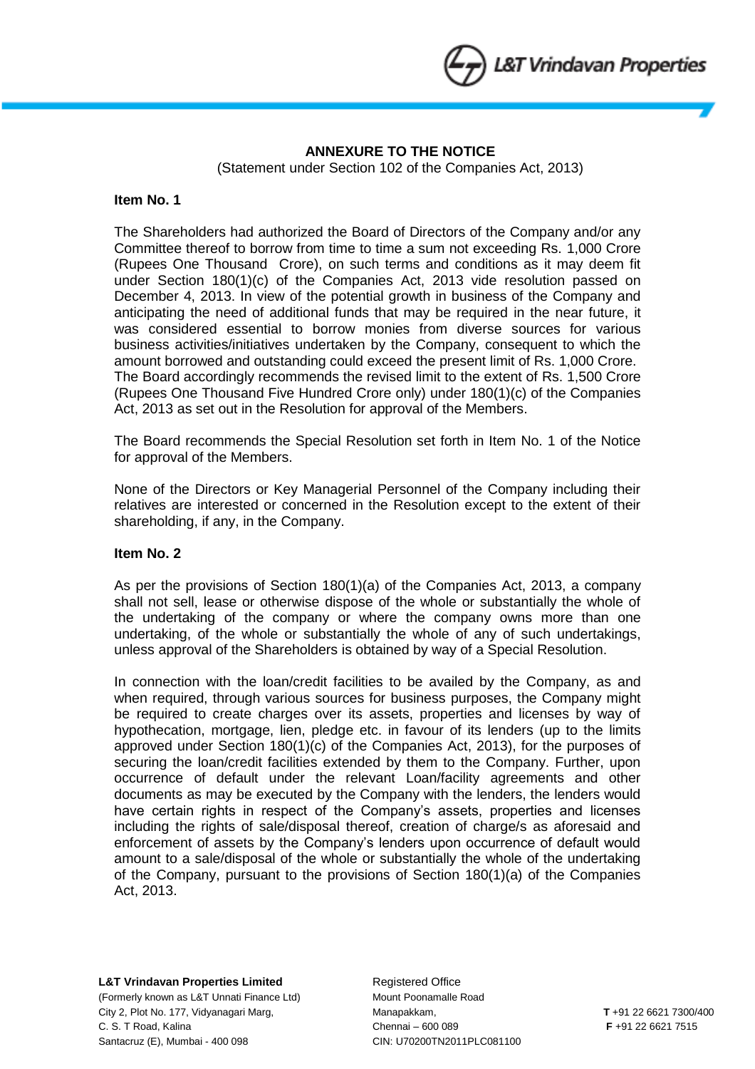**ANNEXURE TO THE NOTICE**

(Statement under Section 102 of the Companies Act, 2013)

**Item No. 1**

The Shareholders had authorized the Board of Directors of the Company and/or any Committee thereof to borrow from time to time a sum not exceeding Rs. 1,000 Crore (Rupees One Thousand Crore), on such terms and conditions as it may deem fit under Section 180(1)(c) of the Companies Act, 2013 vide resolution passed on December 4, 2013. In view of the potential growth in business of the Company and anticipating the need of additional funds that may be required in the near future, it was considered essential to borrow monies from diverse sources for various business activities/initiatives undertaken by the Company, consequent to which the amount borrowed and outstanding could exceed the present limit of Rs. 1,000 Crore. The Board accordingly recommends the revised limit to the extent of Rs. 1,500 Crore (Rupees One Thousand Five Hundred Crore only) under 180(1)(c) of the Companies Act, 2013 as set out in the Resolution for approval of the Members.

The Board recommends the Special Resolution set forth in Item No. 1 of the Notice for approval of the Members.

None of the Directors or Key Managerial Personnel of the Company including their relatives are interested or concerned in the Resolution except to the extent of their shareholding, if any, in the Company.

**Item No. 2**

As per the provisions of Section 180(1)(a) of the Companies Act, 2013, a company shall not sell, lease or otherwise dispose of the whole or substantially the whole of the undertaking of the company or where the company owns more than one undertaking, of the whole or substantially the whole of any of such undertakings, unless approval of the Shareholders is obtained by way of a Special Resolution.

In connection with the loan/credit facilities to be availed by the Company, as and when required, through various sources for business purposes, the Company might be required to create charges over its assets, properties and licenses by way of hypothecation, mortgage, lien, pledge etc. in favour of its lenders (up to the limits approved under Section 180(1)(c) of the Companies Act, 2013), for the purposes of securing the loan/credit facilities extended by them to the Company. Further, upon occurrence of default under the relevant Loan/facility agreements and other documents as may be executed by the Company with the lenders, the lenders would have certain rights in respect of the Company's assets, properties and licenses including the rights of sale/disposal thereof, creation of charge/s as aforesaid and enforcement of assets by the Company's lenders upon occurrence of default would amount to a sale/disposal of the whole or substantially the whole of the undertaking of the Company, pursuant to the provisions of Section 180(1)(a) of the Companies Act, 2013.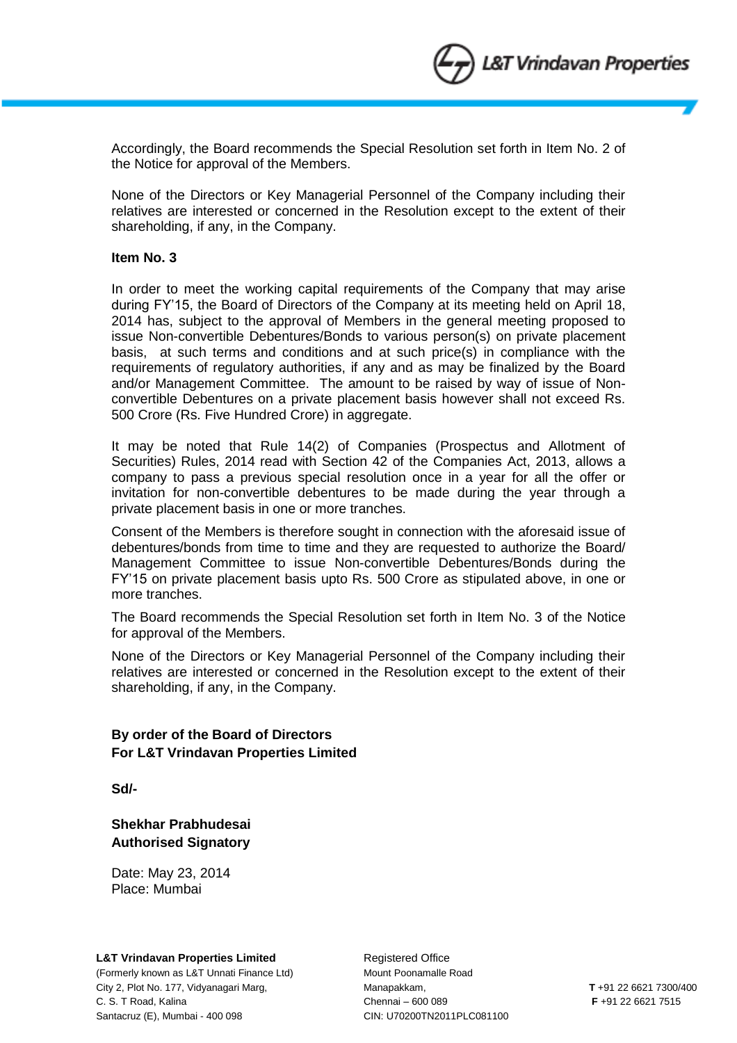Accordingly, the Board recommends the Special Resolution set forth in Item No. 2 of the Notice for approval of the Members.

None of the Directors or Key Managerial Personnel of the Company including their relatives are interested or concerned in the Resolution except to the extent of their shareholding, if any, in the Company.

**Item No. 3**

In order to meet the working capital requirements of the Company that may arise during FY'15, the Board of Directors of the Company at its meeting held on April 18, 2014 has, subject to the approval of Members in the general meeting proposed to issue Non-convertible Debentures/Bonds to various person(s) on private placement basis, at such terms and conditions and at such price(s) in compliance with the requirements of regulatory authorities, if any and as may be finalized by the Board and/or Management Committee. The amount to be raised by way of issue of Non-convertible Debentures on a private placement basis however shall not exceed Rs. 500 Crore (Rs. Five Hundred Crore) in aggregate.

It may be noted that Rule 14(2) of Companies (Prospectus and Allotment of Securities) Rules, 2014 read with Section 42 of the Companies Act, 2013, allows a company to pass a previous special resolution once in a year for all the offer or invitation for non-convertible debentures to be made during the year through a private placement basis in one or more tranches.

Consent of the Members is therefore sought in connection with the aforesaid issue of debentures/bonds from time to time and they are requested to authorize the Board/ Management Committee to issue Non-convertible Debentures/Bonds during the FY'15 on private placement basis upto Rs. 500 Crore as stipulated above, in one or more tranches.

The Board recommends the Special Resolution set forth in Item No. 3 of the Notice for approval of the Members.

None of the Directors or Key Managerial Personnel of the Company including their relatives are interested or concerned in the Resolution except to the extent of their shareholding, if any, in the Company.

**By order of the Board of Directors**
**For L&T Vrindavan Properties Limited**

**Sd/-**

**Shekhar Prabhudesai**
**Authorised Signatory**

Date: May 23, 2014
Place: Mumbai

**L&T Vrindavan Properties Limited**
(Formerly known as L&T Unnati Finance Ltd)
City 2, Plot No. 177, Vidyanagari Marg,
C. S. T Road, Kalina
Santacruz (E), Mumbai - 400 098

Registered Office
Mount Poonamalle Road
Manapakkam,
Chennai – 600 089
CIN: U70200TN2011PLC081100

**T** +91 22 6621 7300/400
**F** +91 22 6621 7515